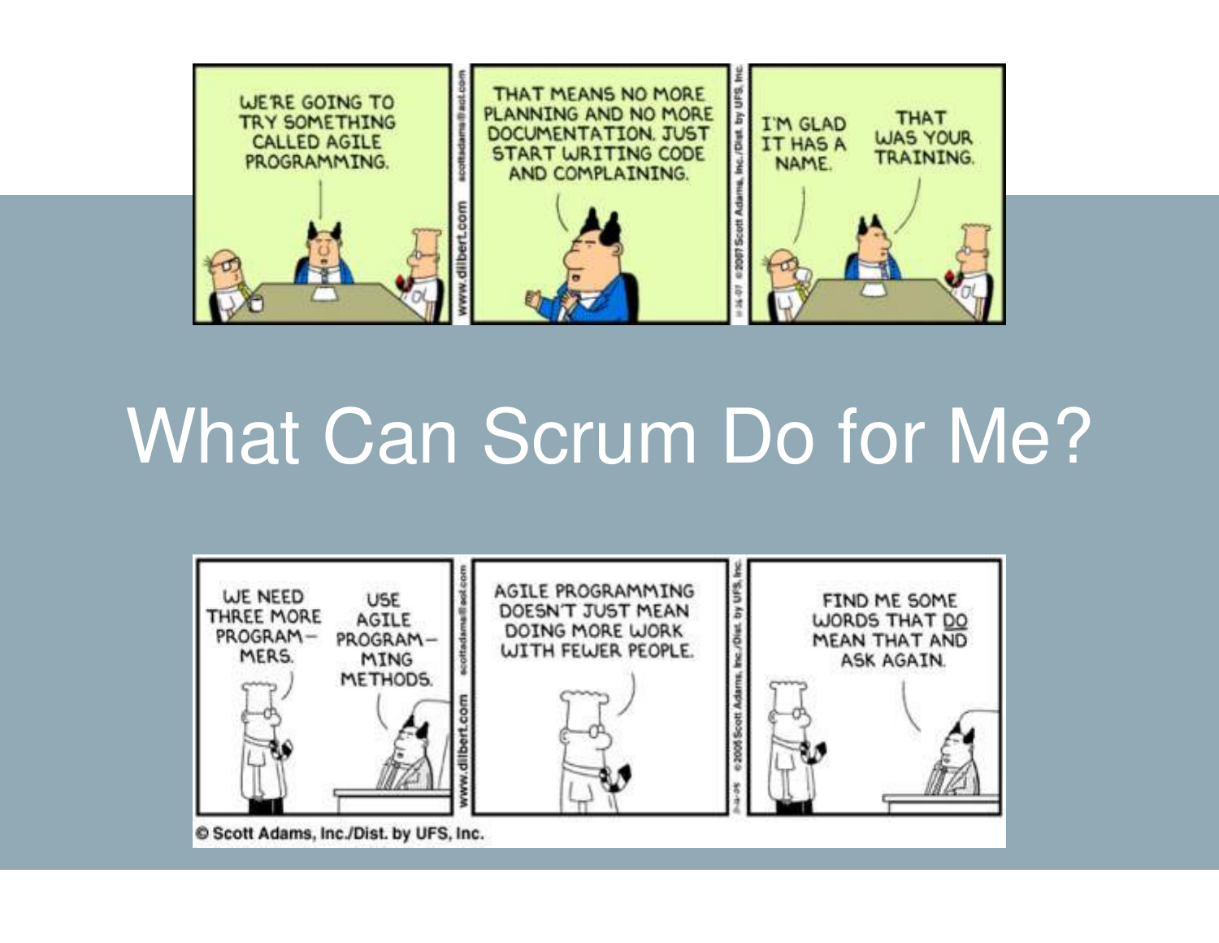WE'RE GOING TO TRY SOMETHING CALLED AGILE PROGRAMMING.

THAT MEANS NO MORE PLANNING AND NO MORE DOCUMENTATION. JUST START WRITING CODE AND COMPLAINING.

I'M GLAD IT HAS A NAME.

THAT WAS YOUR TRAINING.

# What Can Scrum Do for Me?

WE NEED THREE MORE PROGRAMMERS.

USE AGILE PROGRAMMING METHODS.

AGILE PROGRAMMING DOESN'T JUST MEAN DOING MORE WORK WITH FEWER PEOPLE.

FIND ME SOME WORDS THAT DO MEAN THAT AND ASK AGAIN.

© Scott Adams, Inc./Dist. by UFS, Inc.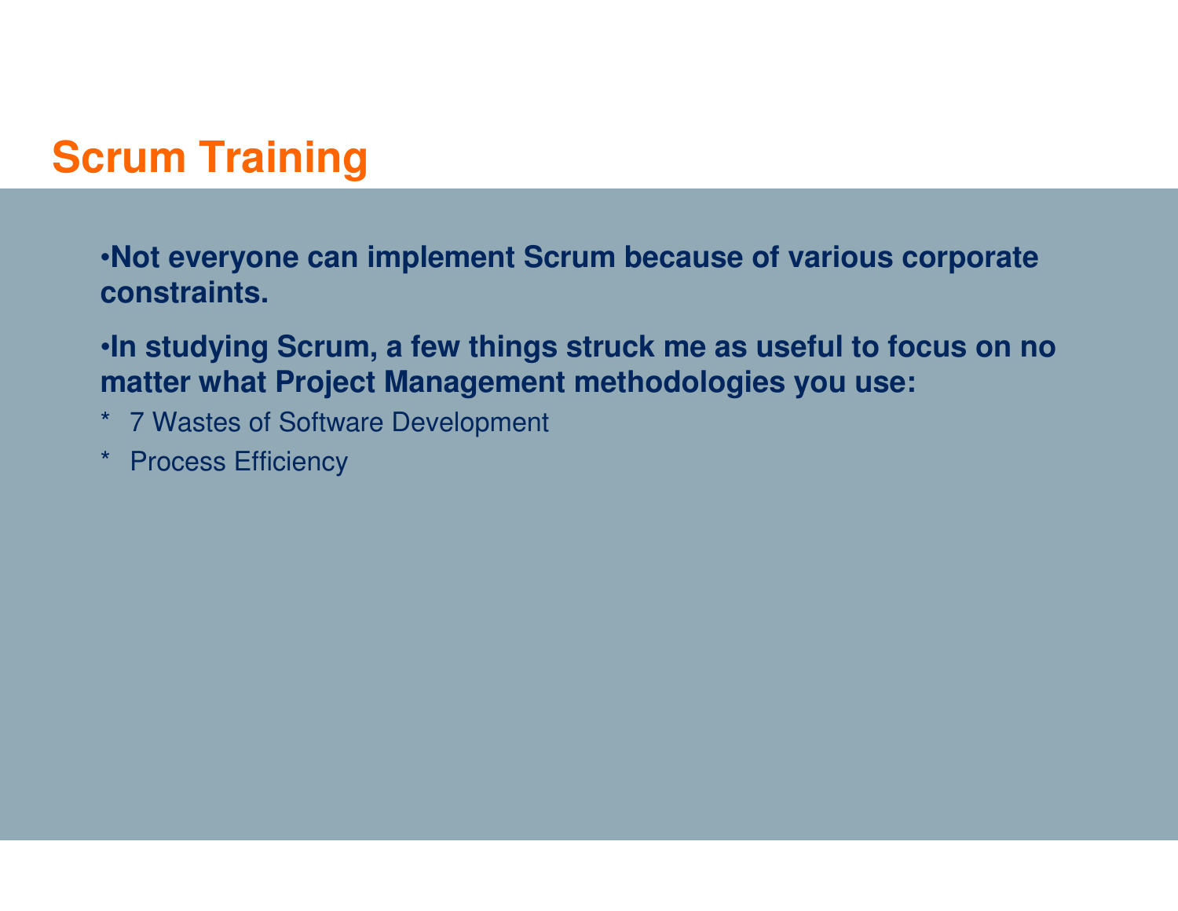# Scrum Training

- **Not everyone can implement Scrum because of various corporate constraints.**
- **In studying Scrum, a few things struck me as useful to focus on no matter what Project Management methodologies you use:**

\* 7 Wastes of Software Development

\* Process Efficiency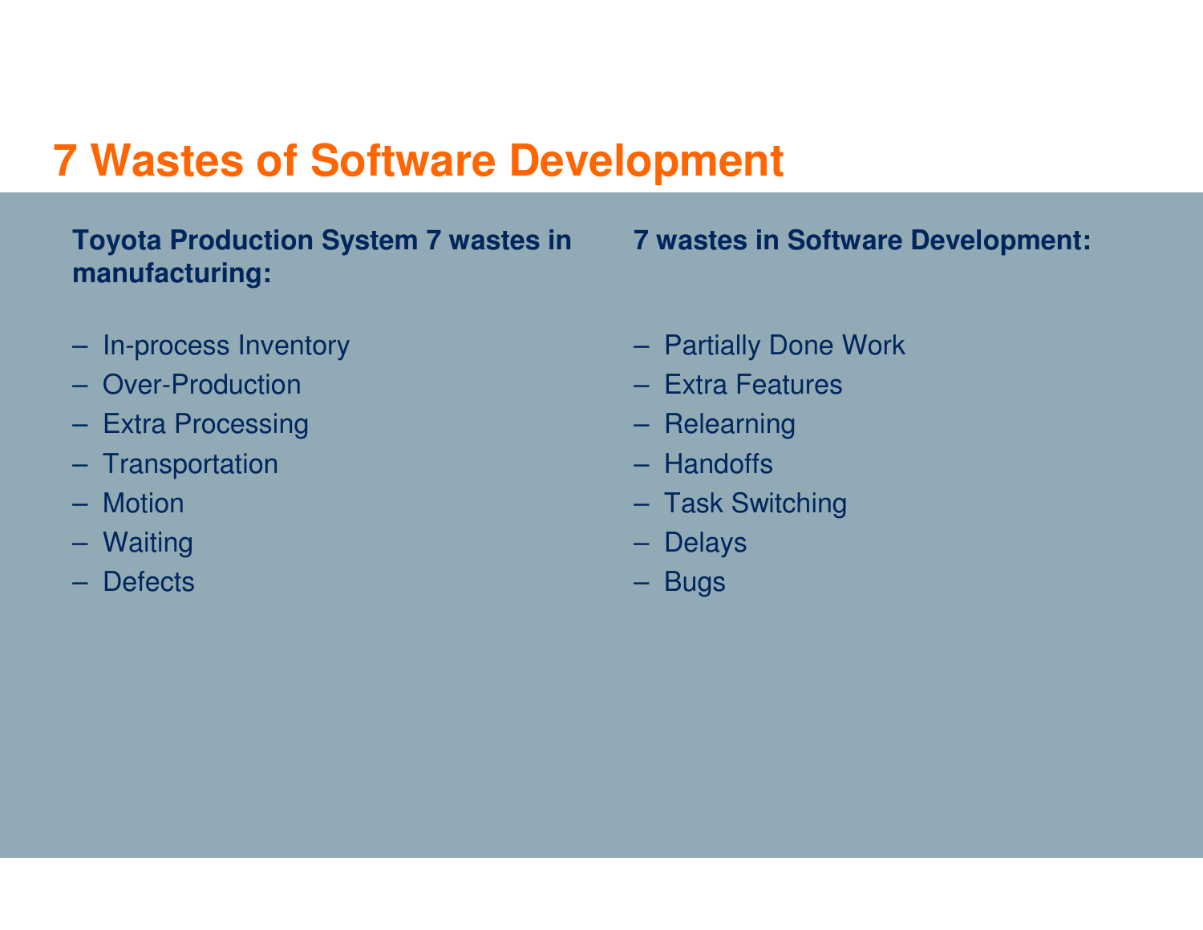# 7 Wastes of Software Development

**Toyota Production System 7 wastes in manufacturing:**

- In-process Inventory
- Over-Production
- Extra Processing
- Transportation
- Motion
- Waiting
- Defects

**7 wastes in Software Development:**

- Partially Done Work
- Extra Features
- Relearning
- Handoffs
- Task Switching
- Delays
- Bugs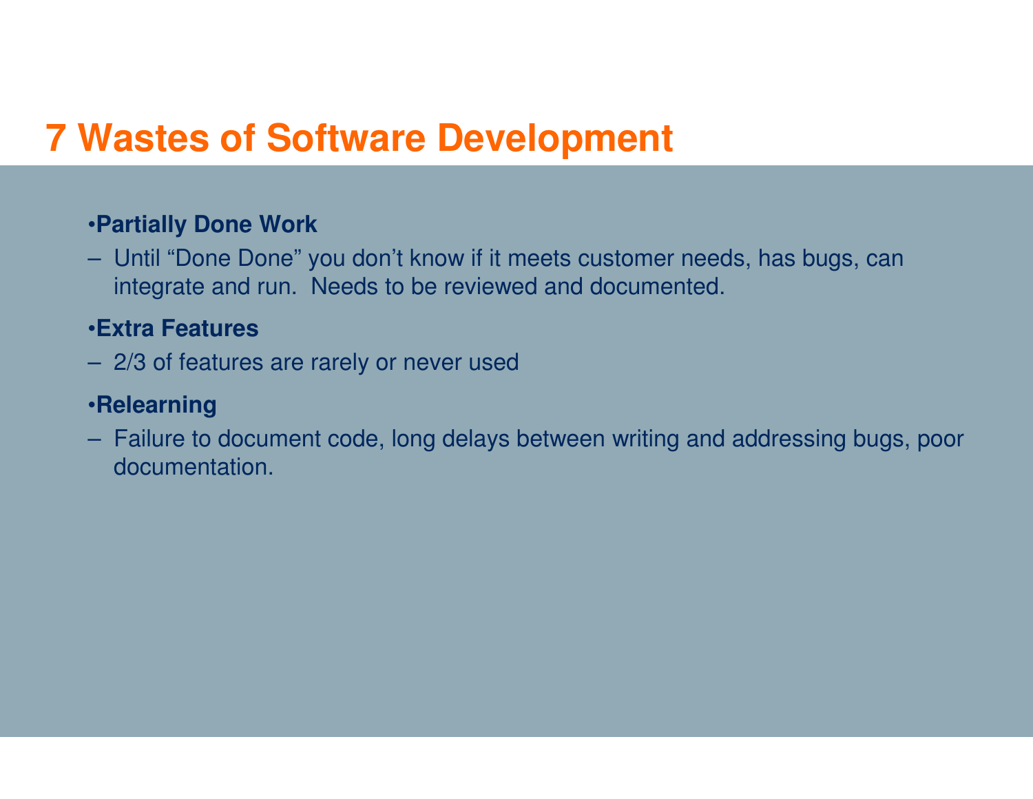# 7 Wastes of Software Development

- **Partially Done Work**
  - Until "Done Done" you don't know if it meets customer needs, has bugs, can integrate and run. Needs to be reviewed and documented.
- **Extra Features**
  - 2/3 of features are rarely or never used
- **Relearning**
  - Failure to document code, long delays between writing and addressing bugs, poor documentation.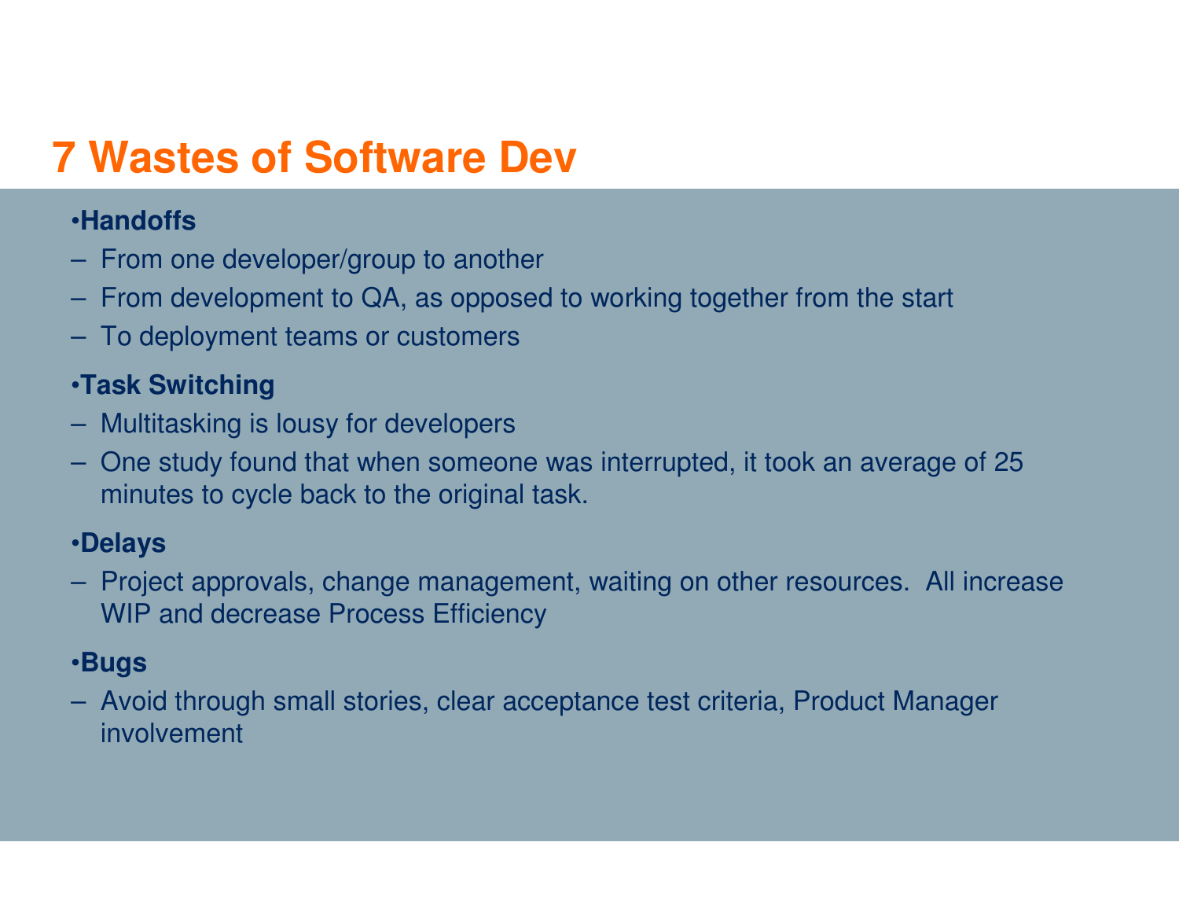# 7 Wastes of Software Dev

- **Handoffs**
  - From one developer/group to another
  - From development to QA, as opposed to working together from the start
  - To deployment teams or customers
- **Task Switching**
  - Multitasking is lousy for developers
  - One study found that when someone was interrupted, it took an average of 25 minutes to cycle back to the original task.
- **Delays**
  - Project approvals, change management, waiting on other resources. All increase WIP and decrease Process Efficiency
- **Bugs**
  - Avoid through small stories, clear acceptance test criteria, Product Manager involvement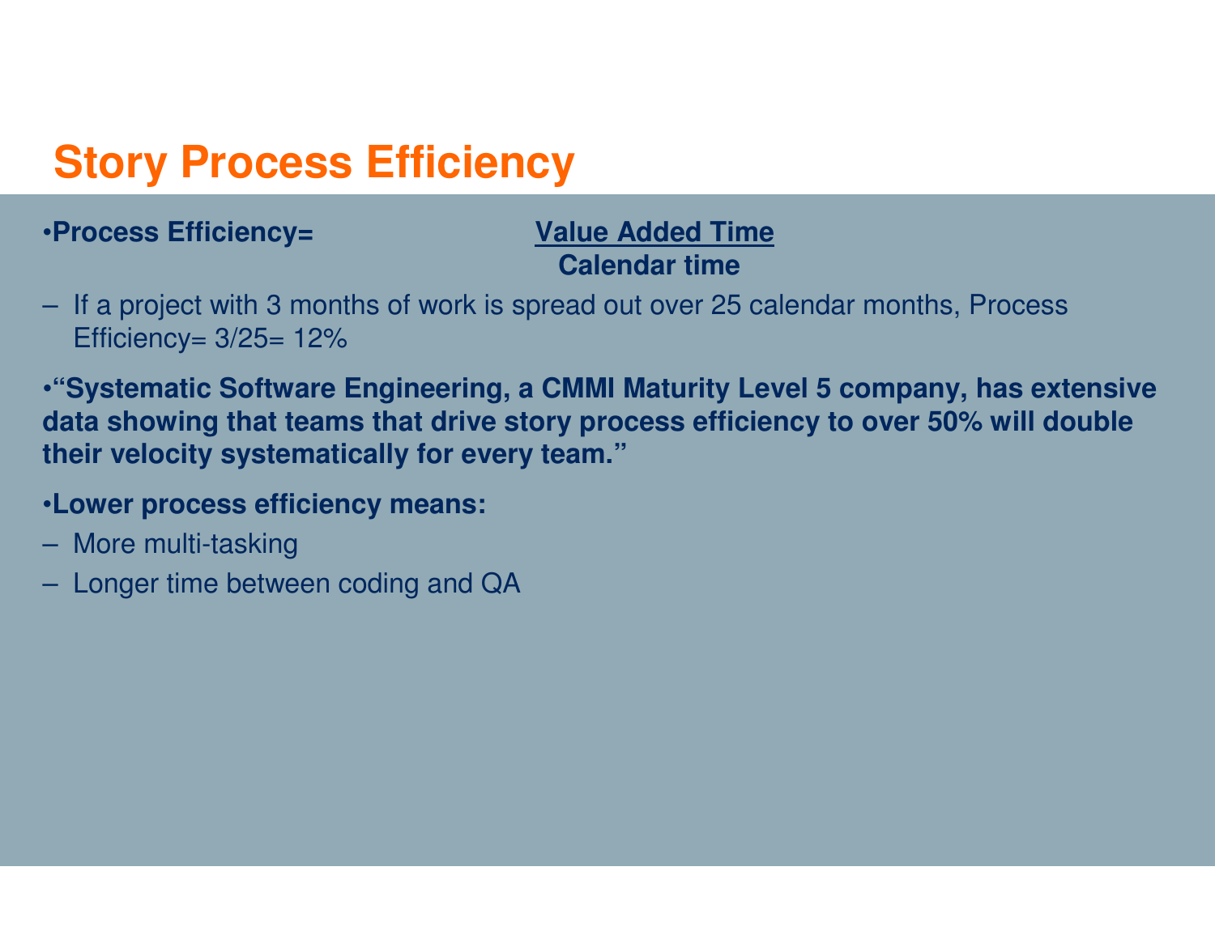# Story Process Efficiency

- **Process Efficiency=** $\dfrac{\textbf{Value Added Time}}{\textbf{Calendar time}}$
  - If a project with 3 months of work is spread out over 25 calendar months, Process Efficiency= 3/25= 12%
- **"Systematic Software Engineering, a CMMI Maturity Level 5 company, has extensive data showing that teams that drive story process efficiency to over 50% will double their velocity systematically for every team."**
- **Lower process efficiency means:**
  - More multi-tasking
  - Longer time between coding and QA